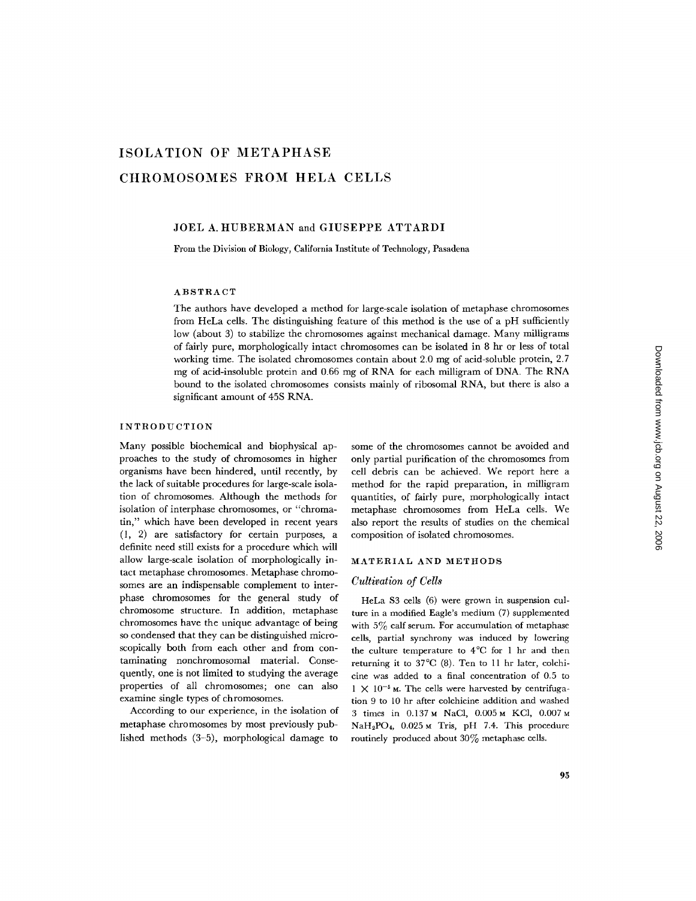# ISOLATION OF METAPHASE CHROMOSOMES FROM HELA CELLS

JOEL A. HUBERMAN and GIUSEPPE ATTARDI

From the Division of Biology, California Institute of Technology, Pasadena

## ABSTRACT

The authors have developed a method for large-scale isolation of metaphase chromosomes from HeLa cells. The distinguishing feature of this method is the use of a pH sufficiently low (about 3) to stabilize the chromosomes against mechanical damage. Many milligrams of fairly pure, morphologically intact chromosomes can be isolated in 8 hr or less of total working time. The isolated chromosomes contain about 2.0 mg of acid-soluble protein, 2.7 mg of acid-insoluble protein and 0.66 mg of RNA for each milligram of DNA. The RNA bound to the isolated chromosomes consists mainly of ribosomal RNA, but there is also a significant amount of 45S RNA.

## INTRODUCTION

Many possible biochemical and biophysical approaches to the study of chromosomes in higher organisms have been hindered, until recently, by the lack of suitable procedures for large-scale isolation of chromosomes. Although the methods for isolation of interphase chromosomes, or "chromatin," which have been developed in recent years (1, 2) are satisfactory for certain purposes, a definite need still exists for a procedure which will allow large-scale isolation of morphologically intact metaphase chromosomes. Metaphase chromosomes are an indispensable complement to interphase chromosomes for the general study of chromosome structure. In addition, metaphase chromosomes have the unique advantage of being so condensed that they can be distinguished microscopically both from each other and from contaminating nonchromosomal material. Consequently, one is not limited to studying the average properties of all chromosomes; one can also examine single types of chromosomes.

According to our experience, in the isolation of metaphase chromosomes by most previously published methods (3–5), morphological damage to some of the chromosomes cannot be avoided and only partial purification of the chromosomes from cell debris can be achieved. We report here a method for the rapid preparation, in milligram quantities, of fairly pure, morphologically intact metaphase chromosomes from HeLa cells. We also report the results of studies on the chemical composition of isolated chromosomes.

## MATERIAL AND METHODS

### *Cultivation of Cells*

HeLa S3 cells (6) were grown in suspension culture in a modified Eagle's medium (7) supplemented with 5% calf serum. For accumulation of metaphase cells, partial synchrony was induced by lowering the culture temperature to 4°C for 1 hr and then returning it to 37°C (8). Ten to 11 hr later, colchicine was added to a final concentration of 0.5 to $1 \times 10^{-5}$ M. The cells were harvested by centrifugation 9 to 10 hr after colchicine addition and washed 3 times in 0.137 M NaCl, 0.005 M KCl, 0.007 M $NaH_2PO_4$, 0.025 M Tris, pH 7.4. This procedure routinely produced about 30% metaphase cells.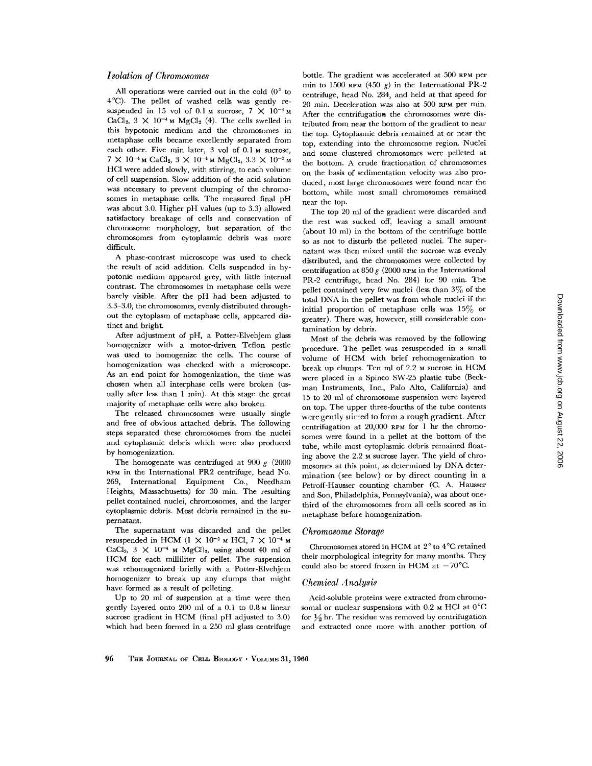### *Isolation of Chromosomes*

All operations were carried out in the cold (0° to 4°C). The pellet of washed cells was gently resuspended in 15 vol of 0.1 M sucrose, $7 \times 10^{-4}$ M $CaCl_2$, $3 \times 10^{-4}$ M $MgCl_2$ (4). The cells swelled in this hypotonic medium and the chromosomes in metaphase cells became excellently separated from each other. Five min later, 3 vol of 0.1 M sucrose, $7 \times 10^{-4}$ M $CaCl_2$, $3 \times 10^{-4}$ M $MgCl_2$, $3.3 \times 10^{-2}$ M HCl were added slowly, with stirring, to each volume of cell suspension. Slow addition of the acid solution was necessary to prevent clumping of the chromosomes in metaphase cells. The measured final pH was about 3.0. Higher pH values (up to 3.3) allowed satisfactory breakage of cells and conservation of chromosome morphology, but separation of the chromosomes from cytoplasmic debris was more difficult.

A phase-contrast microscope was used to check the result of acid addition. Cells suspended in hypotonic medium appeared grey, with little internal contrast. The chromosomes in metaphase cells were barely visible. After the pH had been adjusted to 3.3–3.0, the chromosomes, evenly distributed throughout the cytoplasm of metaphase cells, appeared distinct and bright.

After adjustment of pH, a Potter-Elvehjem glass homogenizer with a motor-driven Teflon pestle was used to homogenize the cells. The course of homogenization was checked with a microscope. As an end point for homogenization, the time was chosen when all interphase cells were broken (usually after less than 1 min). At this stage the great majority of metaphase cells were also broken.

The released chromosomes were usually single and free of obvious attached debris. The following steps separated these chromosomes from the nuclei and cytoplasmic debris which were also produced by homogenization.

The homogenate was centrifuged at 900 *g* (2000 RPM in the International PR2 centrifuge, head No. 269, International Equipment Co., Needham Heights, Massachusetts) for 30 min. The resulting pellet contained nuclei, chromosomes, and the larger cytoplasmic debris. Most debris remained in the supernatant.

The supernatant was discarded and the pellet resuspended in HCM ($1 \times 10^{-3}$ M HCl, $7 \times 10^{-4}$ M $CaCl_2$, $3 \times 10^{-4}$ M $MgCl_2$), using about 40 ml of HCM for each milliliter of pellet. The suspension was rehomogenized briefly with a Potter-Elvehjem homogenizer to break up any clumps that might have formed as a result of pelleting.

Up to 20 ml of suspension at a time were then gently layered onto 200 ml of a 0.1 to 0.8 M linear sucrose gradient in HCM (final pH adjusted to 3.0) which had been formed in a 250 ml glass centrifuge bottle. The gradient was accelerated at 500 RPM per min to 1500 RPM (450 *g*) in the International PR-2 centrifuge, head No. 284, and held at that speed for 20 min. Deceleration was also at 500 RPM per min. After the centrifugation the chromosomes were distributed from near the bottom of the gradient to near the top. Cytoplasmic debris remained at or near the top, extending into the chromosome region. Nuclei and some clustered chromosomes were pelleted at the bottom. A crude fractionation of chromosomes on the basis of sedimentation velocity was also produced; most large chromosomes were found near the bottom, while most small chromosomes remained near the top.

The top 20 ml of the gradient were discarded and the rest was sucked off, leaving a small amount (about 10 ml) in the bottom of the centrifuge bottle so as not to disturb the pelleted nuclei. The supernatant was then mixed until the sucrose was evenly distributed, and the chromosomes were collected by centrifugation at 850 *g* (2000 RPM in the International PR-2 centrifuge, head No. 284) for 90 min. The pellet contained very few nuclei (less than 3% of the total DNA in the pellet was from whole nuclei if the initial proportion of metaphase cells was 15% or greater). There was, however, still considerable contamination by debris.

Most of the debris was removed by the following procedure. The pellet was resuspended in a small volume of HCM with brief rehomogenization to break up clumps. Ten ml of 2.2 M sucrose in HCM were placed in a Spinco SW-25 plastic tube (Beckman Instruments, Inc., Palo Alto, California) and 15 to 20 ml of chromosome suspension were layered on top. The upper three-fourths of the tube contents were gently stirred to form a rough gradient. After centrifugation at 20,000 RPM for 1 hr the chromosomes were found in a pellet at the bottom of the tube, while most cytoplasmic debris remained floating above the 2.2 M sucrose layer. The yield of chromosomes at this point, as determined by DNA determination (see below) or by direct counting in a Petroff-Hausser counting chamber (C. A. Hausser and Son, Philadelphia, Pennsylvania), was about one-third of the chromosomes from all cells scored as in metaphase before homogenization.

### *Chromosome Storage*

Chromosomes stored in HCM at 2° to 4°C retained their morphological integrity for many months. They could also be stored frozen in HCM at −70°C.

### *Chemical Analysis*

Acid-soluble proteins were extracted from chromosomal or nuclear suspensions with 0.2 M HCl at 0°C for ½ hr. The residue was removed by centrifugation and extracted once more with another portion of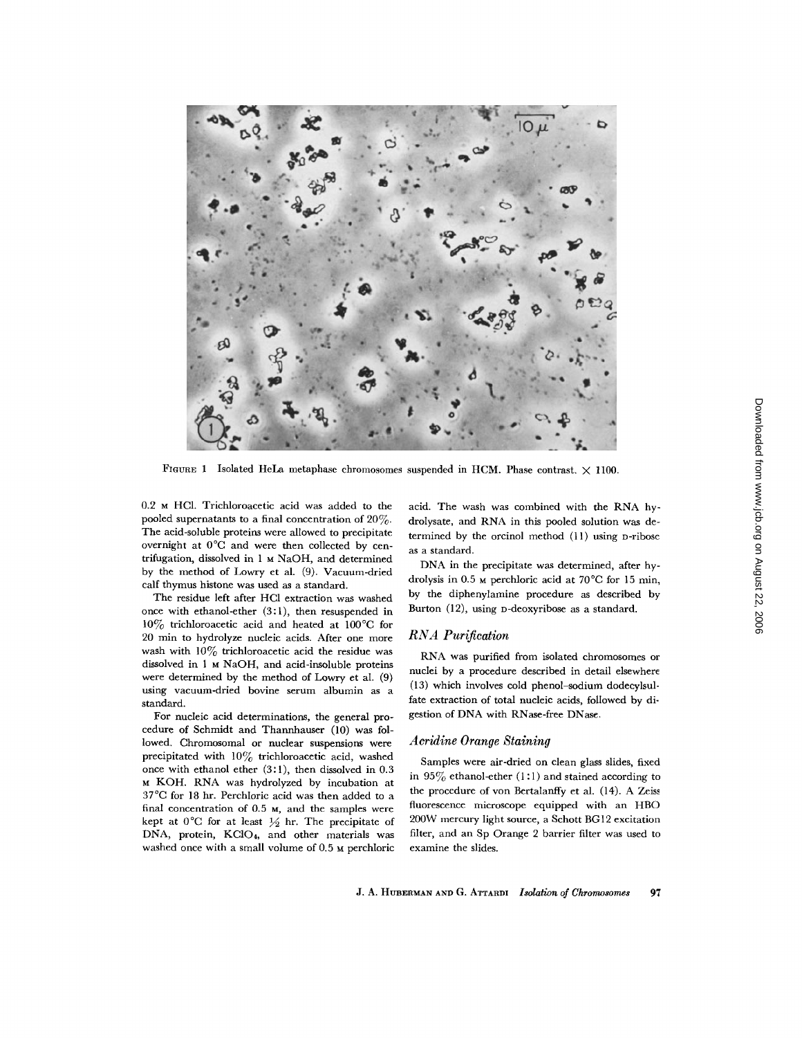FIGURE 1 Isolated HeLa metaphase chromosomes suspended in HCM. Phase contrast. × 1100.

0.2 M HCl. Trichloroacetic acid was added to the pooled supernatants to a final concentration of 20%. The acid-soluble proteins were allowed to precipitate overnight at 0°C and were then collected by centrifugation, dissolved in 1 M NaOH, and determined by the method of Lowry et al. (9). Vacuum-dried calf thymus histone was used as a standard.

The residue left after HCl extraction was washed once with ethanol-ether (3:1), then resuspended in 10% trichloroacetic acid and heated at 100°C for 20 min to hydrolyze nucleic acids. After one more wash with 10% trichloroacetic acid the residue was dissolved in 1 M NaOH, and acid-insoluble proteins were determined by the method of Lowry et al. (9) using vacuum-dried bovine serum albumin as a standard.

For nucleic acid determinations, the general procedure of Schmidt and Thannhauser (10) was followed. Chromosomal or nuclear suspensions were precipitated with 10% trichloroacetic acid, washed once with ethanol ether (3:1), then dissolved in 0.3 M KOH. RNA was hydrolyzed by incubation at 37°C for 18 hr. Perchloric acid was then added to a final concentration of 0.5 M, and the samples were kept at 0°C for at least ½ hr. The precipitate of DNA, protein, $KClO_4$, and other materials was washed once with a small volume of 0.5 M perchloric acid. The wash was combined with the RNA hydrolysate, and RNA in this pooled solution was determined by the orcinol method (11) using D-ribose as a standard.

DNA in the precipitate was determined, after hydrolysis in 0.5 M perchloric acid at 70°C for 15 min, by the diphenylamine procedure as described by Burton (12), using D-deoxyribose as a standard.

### *RNA Purification*

RNA was purified from isolated chromosomes or nuclei by a procedure described in detail elsewhere (13) which involves cold phenol–sodium dodecylsulfate extraction of total nucleic acids, followed by digestion of DNA with RNase-free DNase.

### *Acridine Orange Staining*

Samples were air-dried on clean glass slides, fixed in 95% ethanol-ether (1:1) and stained according to the procedure of von Bertalanffy et al. (14). A Zeiss fluorescence microscope equipped with an HBO 200W mercury light source, a Schott BG12 excitation filter, and an Sp Orange 2 barrier filter was used to examine the slides.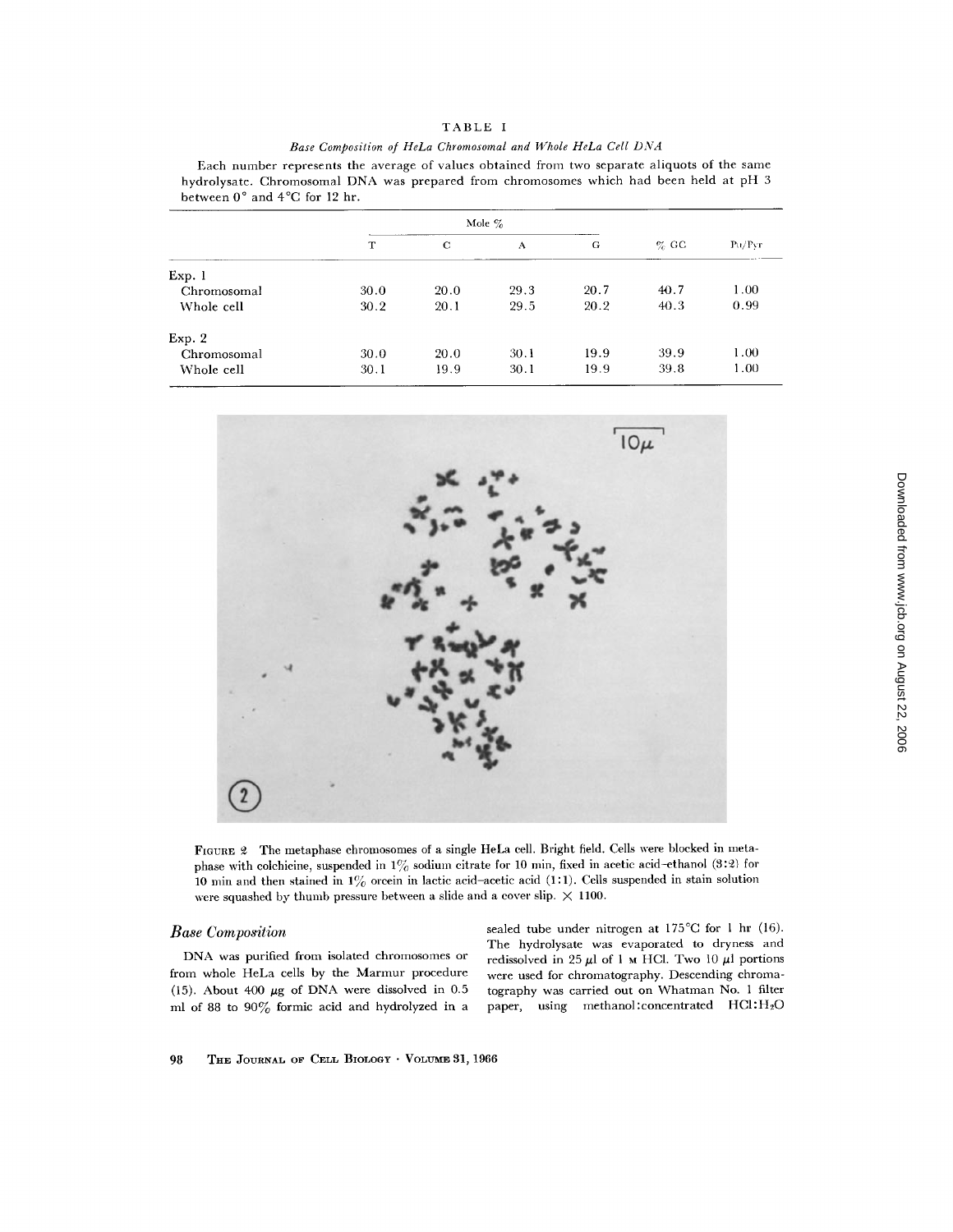TABLE I

*Base Composition of HeLa Chromosomal and Whole HeLa Cell DNA*

Each number represents the average of values obtained from two separate aliquots of the same hydrolysate. Chromosomal DNA was prepared from chromosomes which had been held at pH 3 between 0° and 4°C for 12 hr.

| | Mole % | | | | % GC | Pu/Pyr |
|---|---|---|---|---|---|---|
| | T | C | A | G | | |
| Exp. 1 | | | | | | |
| Chromosomal | 30.0 | 20.0 | 29.3 | 20.7 | 40.7 | 1.00 |
| Whole cell | 30.2 | 20.1 | 29.5 | 20.2 | 40.3 | 0.99 |
| Exp. 2 | | | | | | |
| Chromosomal | 30.0 | 20.0 | 30.1 | 19.9 | 39.9 | 1.00 |
| Whole cell | 30.1 | 19.9 | 30.1 | 19.9 | 39.8 | 1.00 |

FIGURE 2 The metaphase chromosomes of a single HeLa cell. Bright field. Cells were blocked in metaphase with colchicine, suspended in 1% sodium citrate for 10 min, fixed in acetic acid–ethanol (3:2) for 10 min and then stained in 1% orcein in lactic acid–acetic acid (1:1). Cells suspended in stain solution were squashed by thumb pressure between a slide and a cover slip. × 1100.

### *Base Composition*

DNA was purified from isolated chromosomes or from whole HeLa cells by the Marmur procedure (15). About 400 μg of DNA were dissolved in 0.5 ml of 88 to 90% formic acid and hydrolyzed in a sealed tube under nitrogen at 175°C for 1 hr (16). The hydrolysate was evaporated to dryness and redissolved in 25 μl of 1 M HCl. Two 10 μl portions were used for chromatography. Descending chromatography was carried out on Whatman No. 1 filter paper, using methanol:concentrated HCl:$H_2O$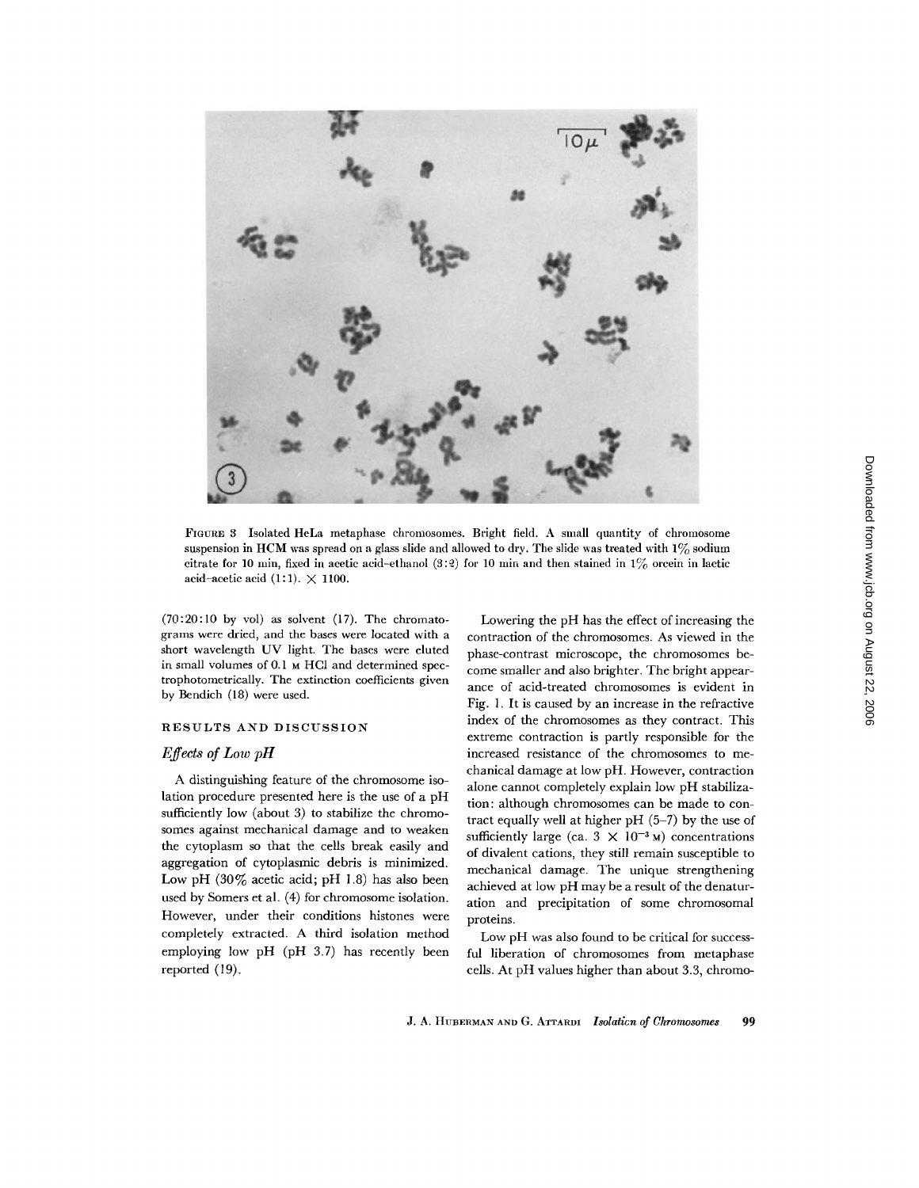FIGURE 3 Isolated HeLa metaphase chromosomes. Bright field. A small quantity of chromosome suspension in HCM was spread on a glass slide and allowed to dry. The slide was treated with 1% sodium citrate for 10 min, fixed in acetic acid–ethanol (3:2) for 10 min and then stained in 1% orcein in lactic acid–acetic acid (1:1). × 1100.

(70:20:10 by vol) as solvent (17). The chromatograms were dried, and the bases were located with a short wavelength UV light. The bases were eluted in small volumes of 0.1 M HCl and determined spectrophotometrically. The extinction coefficients given by Bendich (18) were used.

## RESULTS AND DISCUSSION

### *Effects of Low pH*

A distinguishing feature of the chromosome isolation procedure presented here is the use of a pH sufficiently low (about 3) to stabilize the chromosomes against mechanical damage and to weaken the cytoplasm so that the cells break easily and aggregation of cytoplasmic debris is minimized. Low pH (30% acetic acid; pH 1.8) has also been used by Somers et al. (4) for chromosome isolation. However, under their conditions histones were completely extracted. A third isolation method employing low pH (pH 3.7) has recently been reported (19).

Lowering the pH has the effect of increasing the contraction of the chromosomes. As viewed in the phase-contrast microscope, the chromosomes become smaller and also brighter. The bright appearance of acid-treated chromosomes is evident in Fig. 1. It is caused by an increase in the refractive index of the chromosomes as they contract. This extreme contraction is partly responsible for the increased resistance of the chromosomes to mechanical damage at low pH. However, contraction alone cannot completely explain low pH stabilization: although chromosomes can be made to contract equally well at higher pH (5–7) by the use of sufficiently large (ca. $3 \times 10^{-3}$ M) concentrations of divalent cations, they still remain susceptible to mechanical damage. The unique strengthening achieved at low pH may be a result of the denaturation and precipitation of some chromosomal proteins.

Low pH was also found to be critical for successful liberation of chromosomes from metaphase cells. At pH values higher than about 3.3, chromo-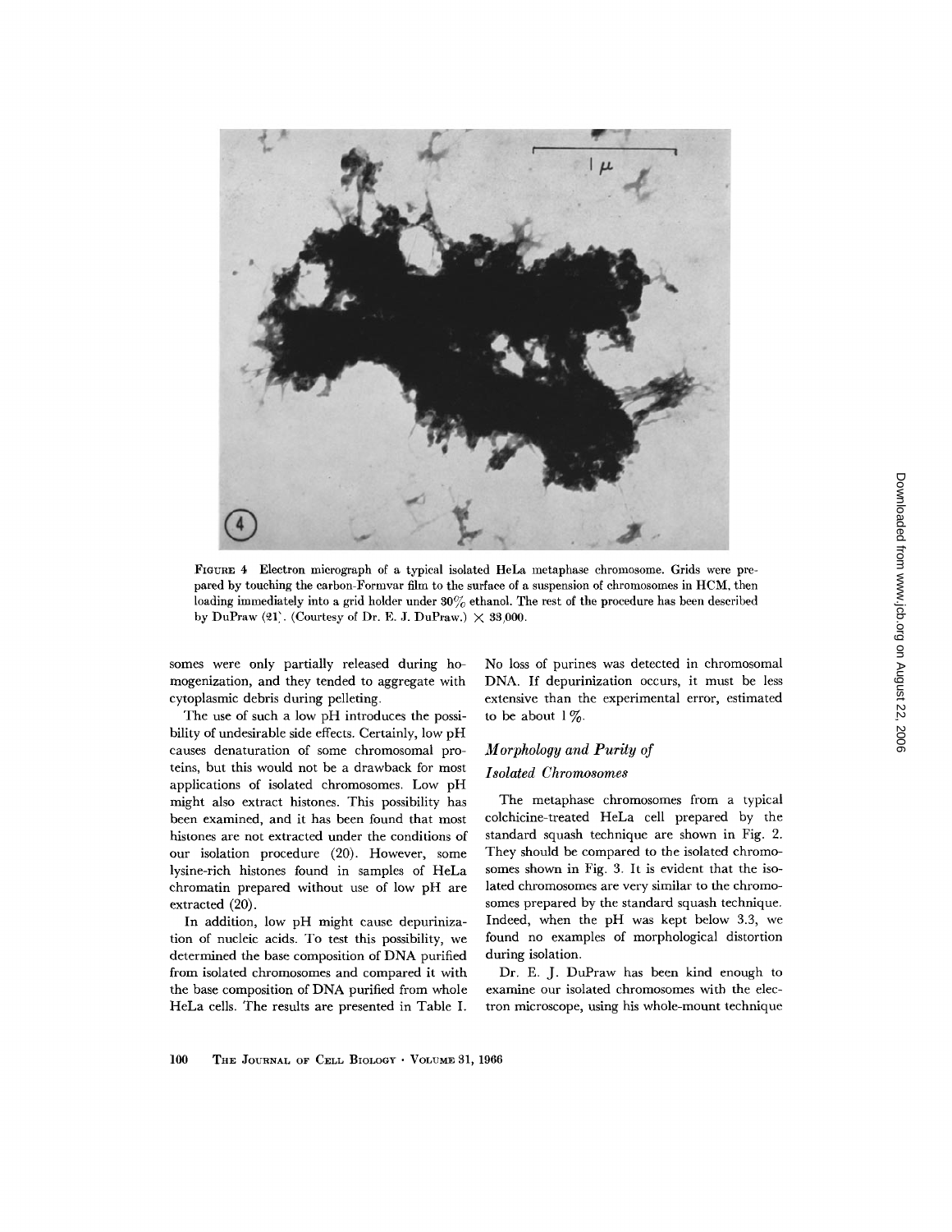FIGURE 4 Electron micrograph of a typical isolated HeLa metaphase chromosome. Grids were prepared by touching the carbon-Formvar film to the surface of a suspension of chromosomes in HCM, then loading immediately into a grid holder under 30% ethanol. The rest of the procedure has been described by DuPraw (21). (Courtesy of Dr. E. J. DuPraw.) × 33,000.

somes were only partially released during homogenization, and they tended to aggregate with cytoplasmic debris during pelleting.

The use of such a low pH introduces the possibility of undesirable side effects. Certainly, low pH causes denaturation of some chromosomal proteins, but this would not be a drawback for most applications of isolated chromosomes. Low pH might also extract histones. This possibility has been examined, and it has been found that most histones are not extracted under the conditions of our isolation procedure (20). However, some lysine-rich histones found in samples of HeLa chromatin prepared without use of low pH are extracted (20).

In addition, low pH might cause depurinization of nucleic acids. To test this possibility, we determined the base composition of DNA purified from isolated chromosomes and compared it with the base composition of DNA purified from whole HeLa cells. The results are presented in Table I. No loss of purines was detected in chromosomal DNA. If depurinization occurs, it must be less extensive than the experimental error, estimated to be about 1%.

## *Morphology and Purity of Isolated Chromosomes*

The metaphase chromosomes from a typical colchicine-treated HeLa cell prepared by the standard squash technique are shown in Fig. 2. They should be compared to the isolated chromosomes shown in Fig. 3. It is evident that the isolated chromosomes are very similar to the chromosomes prepared by the standard squash technique. Indeed, when the pH was kept below 3.3, we found no examples of morphological distortion during isolation.

Dr. E. J. DuPraw has been kind enough to examine our isolated chromosomes with the electron microscope, using his whole-mount technique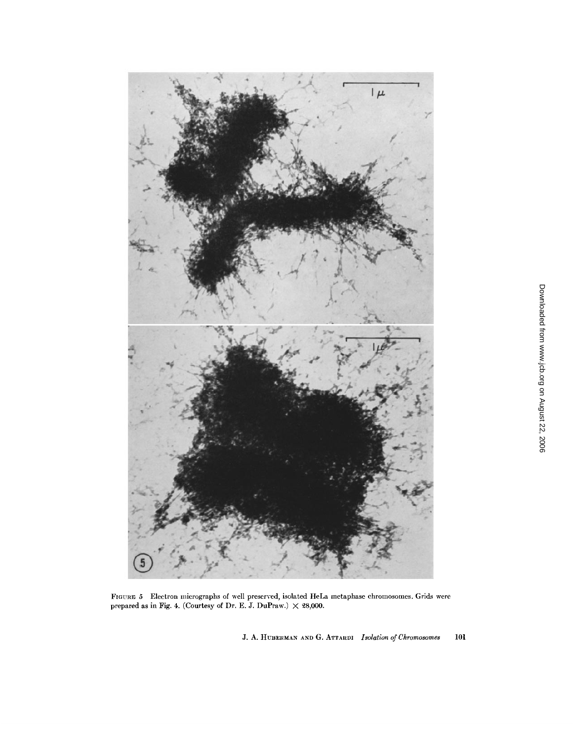FIGURE 5 Electron micrographs of well preserved, isolated HeLa metaphase chromosomes. Grids were prepared as in Fig. 4. (Courtesy of Dr. E. J. DuPraw.) $\times$ 28,000.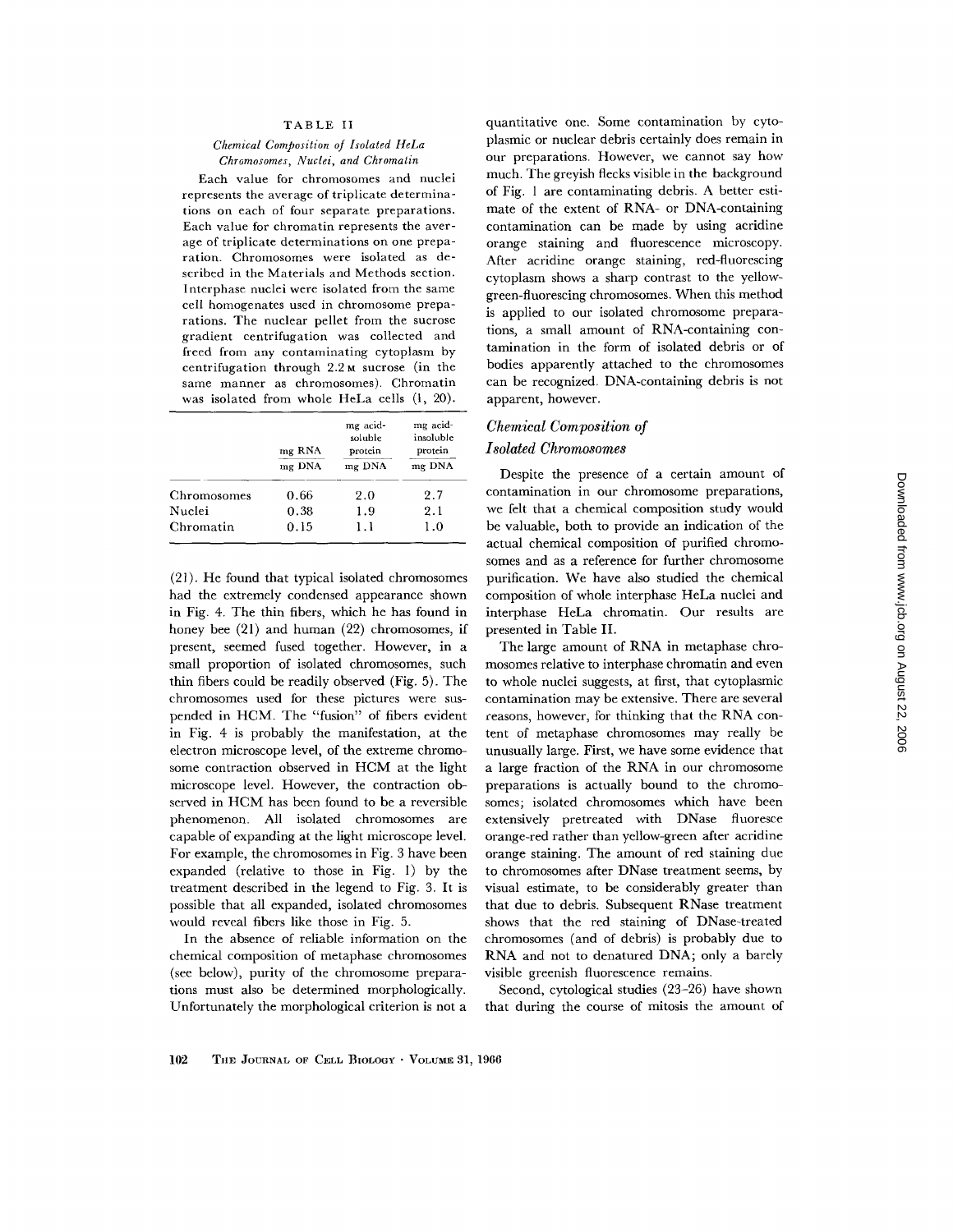TABLE II

*Chemical Composition of Isolated HeLa Chromosomes, Nuclei, and Chromatin*

Each value for chromosomes and nuclei represents the average of triplicate determinations on each of four separate preparations. Each value for chromatin represents the average of triplicate determinations on one preparation. Chromosomes were isolated as described in the Materials and Methods section. Interphase nuclei were isolated from the same cell homogenates used in chromosome preparations. The nuclear pellet from the sucrose gradient centrifugation was collected and freed from any contaminating cytoplasm by centrifugation through 2.2 M sucrose (in the same manner as chromosomes). Chromatin was isolated from whole HeLa cells (1, 20).

| | mg RNA / mg DNA | mg acid-soluble protein / mg DNA | mg acid-insoluble protein / mg DNA |
|---|---|---|---|
| Chromosomes | 0.66 | 2.0 | 2.7 |
| Nuclei | 0.38 | 1.9 | 2.1 |
| Chromatin | 0.15 | 1.1 | 1.0 |

(21). He found that typical isolated chromosomes had the extremely condensed appearance shown in Fig. 4. The thin fibers, which he has found in honey bee (21) and human (22) chromosomes, if present, seemed fused together. However, in a small proportion of isolated chromosomes, such thin fibers could be readily observed (Fig. 5). The chromosomes used for these pictures were suspended in HCM. The "fusion" of fibers evident in Fig. 4 is probably the manifestation, at the electron microscope level, of the extreme chromosome contraction observed in HCM at the light microscope level. However, the contraction observed in HCM has been found to be a reversible phenomenon. All isolated chromosomes are capable of expanding at the light microscope level. For example, the chromosomes in Fig. 3 have been expanded (relative to those in Fig. 1) by the treatment described in the legend to Fig. 3. It is possible that all expanded, isolated chromosomes would reveal fibers like those in Fig. 5.

In the absence of reliable information on the chemical composition of metaphase chromosomes (see below), purity of the chromosome preparations must also be determined morphologically. Unfortunately the morphological criterion is not a quantitative one. Some contamination by cytoplasmic or nuclear debris certainly does remain in our preparations. However, we cannot say how much. The greyish flecks visible in the background of Fig. 1 are contaminating debris. A better estimate of the extent of RNA- or DNA-containing contamination can be made by using acridine orange staining and fluorescence microscopy. After acridine orange staining, red-fluorescing cytoplasm shows a sharp contrast to the yellow-green-fluorescing chromosomes. When this method is applied to our isolated chromosome preparations, a small amount of RNA-containing contamination in the form of isolated debris or of bodies apparently attached to the chromosomes can be recognized. DNA-containing debris is not apparent, however.

## *Chemical Composition of Isolated Chromosomes*

Despite the presence of a certain amount of contamination in our chromosome preparations, we felt that a chemical composition study would be valuable, both to provide an indication of the actual chemical composition of purified chromosomes and as a reference for further chromosome purification. We have also studied the chemical composition of whole interphase HeLa nuclei and interphase HeLa chromatin. Our results are presented in Table II.

The large amount of RNA in metaphase chromosomes relative to interphase chromatin and even to whole nuclei suggests, at first, that cytoplasmic contamination may be extensive. There are several reasons, however, for thinking that the RNA content of metaphase chromosomes may really be unusually large. First, we have some evidence that a large fraction of the RNA in our chromosome preparations is actually bound to the chromosomes; isolated chromosomes which have been extensively pretreated with DNase fluoresce orange-red rather than yellow-green after acridine orange staining. The amount of red staining due to chromosomes after DNase treatment seems, by visual estimate, to be considerably greater than that due to debris. Subsequent RNase treatment shows that the red staining of DNase-treated chromosomes (and of debris) is probably due to RNA and not to denatured DNA; only a barely visible greenish fluorescence remains.

Second, cytological studies (23–26) have shown that during the course of mitosis the amount of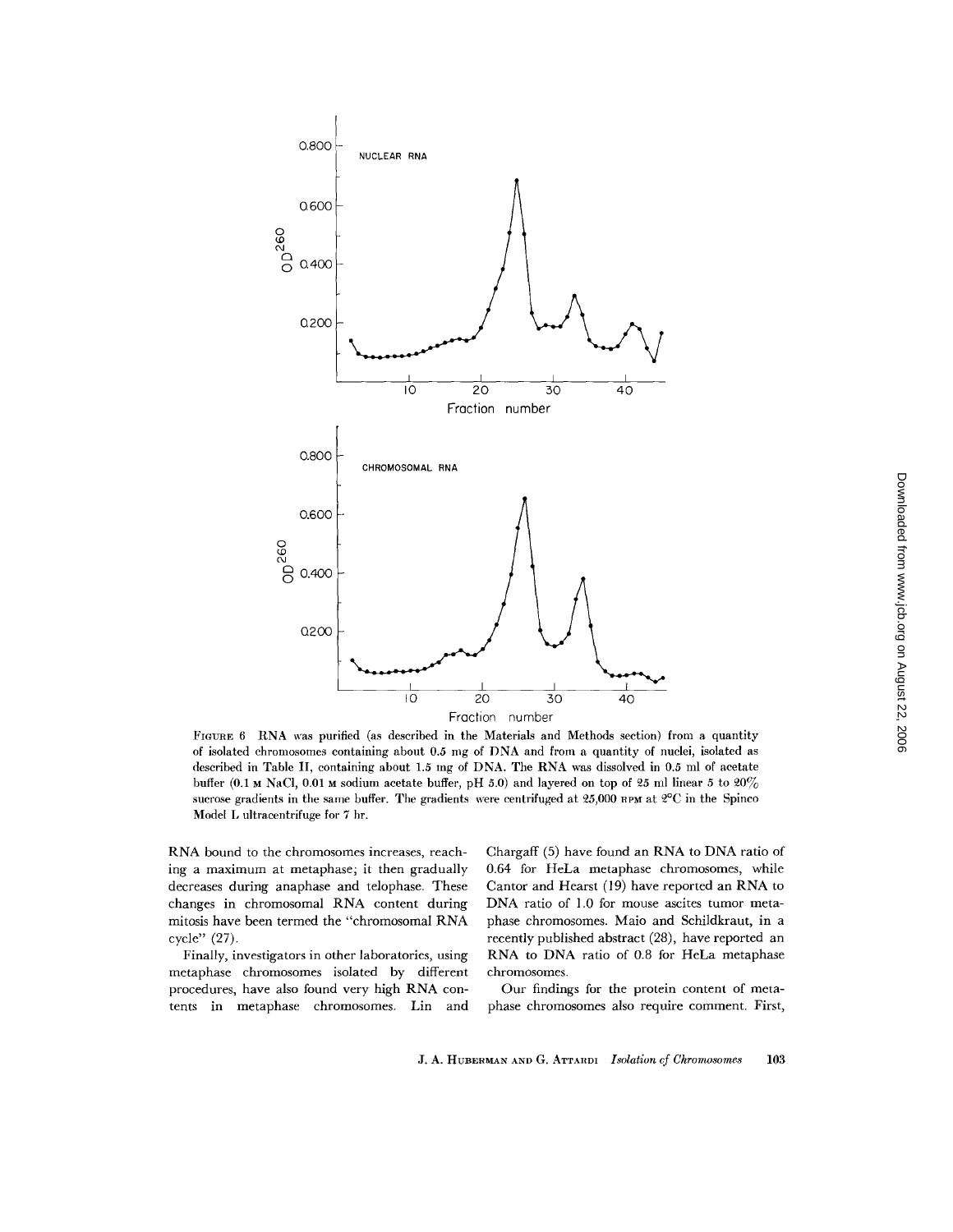FIGURE 6 RNA was purified (as described in the Materials and Methods section) from a quantity of isolated chromosomes containing about 0.5 mg of DNA and from a quantity of nuclei, isolated as described in Table II, containing about 1.5 mg of DNA. The RNA was dissolved in 0.5 ml of acetate buffer (0.1 M NaCl, 0.01 M sodium acetate buffer, pH 5.0) and layered on top of 25 ml linear 5 to 20% sucrose gradients in the same buffer. The gradients were centrifuged at 25,000 RPM at 2°C in the Spinco Model L ultracentrifuge for 7 hr.

RNA bound to the chromosomes increases, reaching a maximum at metaphase; it then gradually decreases during anaphase and telophase. These changes in chromosomal RNA content during mitosis have been termed the "chromosomal RNA cycle" (27).

Finally, investigators in other laboratories, using metaphase chromosomes isolated by different procedures, have also found very high RNA contents in metaphase chromosomes. Lin and Chargaff (5) have found an RNA to DNA ratio of 0.64 for HeLa metaphase chromosomes, while Cantor and Hearst (19) have reported an RNA to DNA ratio of 1.0 for mouse ascites tumor metaphase chromosomes. Maio and Schildkraut, in a recently published abstract (28), have reported an RNA to DNA ratio of 0.8 for HeLa metaphase chromosomes.

Our findings for the protein content of metaphase chromosomes also require comment. First,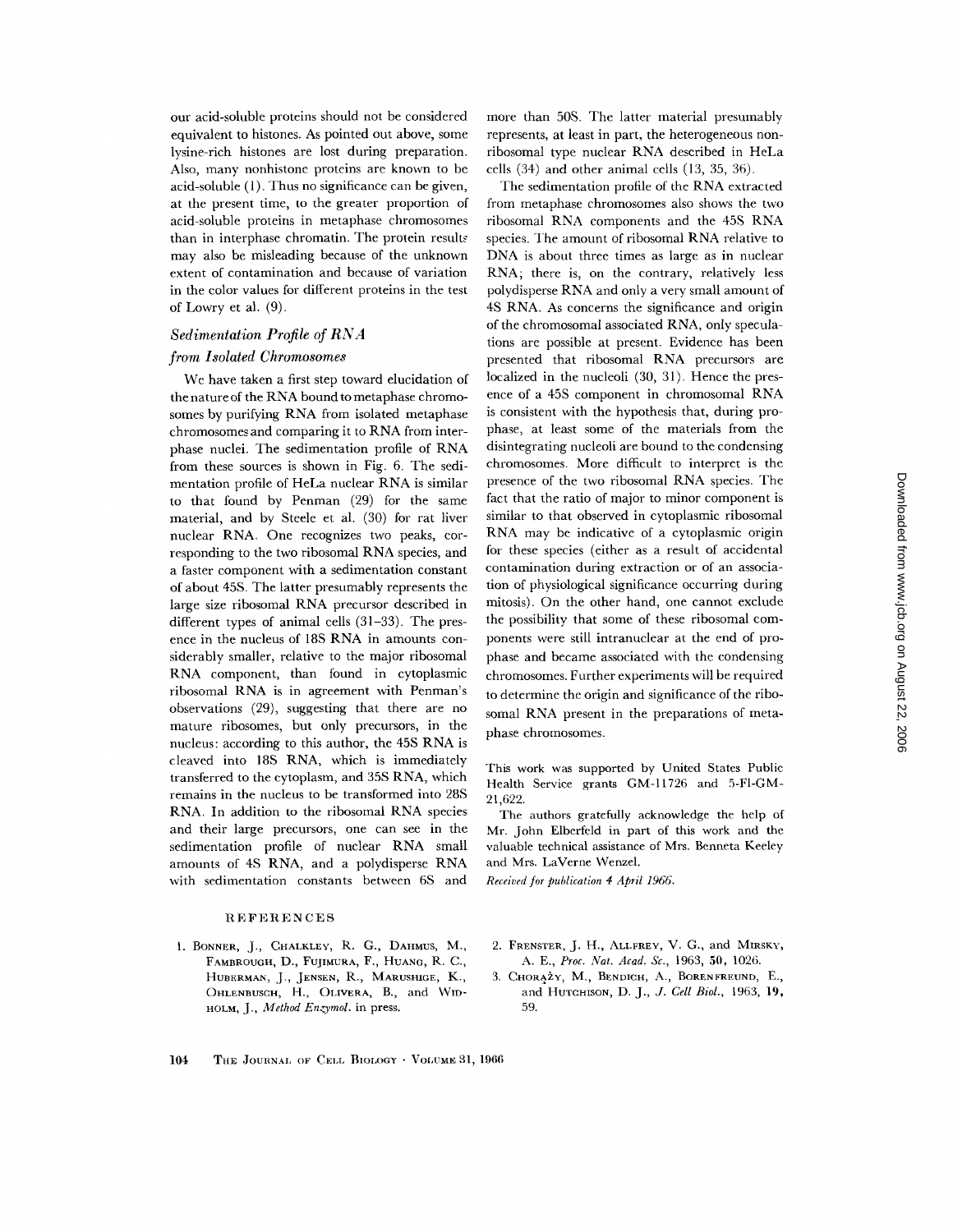our acid-soluble proteins should not be considered equivalent to histones. As pointed out above, some lysine-rich histones are lost during preparation. Also, many nonhistone proteins are known to be acid-soluble (1). Thus no significance can be given, at the present time, to the greater proportion of acid-soluble proteins in metaphase chromosomes than in interphase chromatin. The protein results may also be misleading because of the unknown extent of contamination and because of variation in the color values for different proteins in the test of Lowry et al. (9).

### *Sedimentation Profile of RNA from Isolated Chromosomes*

We have taken a first step toward elucidation of the nature of the RNA bound to metaphase chromosomes by purifying RNA from isolated metaphase chromosomes and comparing it to RNA from interphase nuclei. The sedimentation profile of RNA from these sources is shown in Fig. 6. The sedimentation profile of HeLa nuclear RNA is similar to that found by Penman (29) for the same material, and by Steele et al. (30) for rat liver nuclear RNA. One recognizes two peaks, corresponding to the two ribosomal RNA species, and a faster component with a sedimentation constant of about 45S. The latter presumably represents the large size ribosomal RNA precursor described in different types of animal cells (31–33). The presence in the nucleus of 18S RNA in amounts considerably smaller, relative to the major ribosomal RNA component, than found in cytoplasmic ribosomal RNA is in agreement with Penman's observations (29), suggesting that there are no mature ribosomes, but only precursors, in the nucleus: according to this author, the 45S RNA is cleaved into 18S RNA, which is immediately transferred to the cytoplasm, and 35S RNA, which remains in the nucleus to be transformed into 28S RNA. In addition to the ribosomal RNA species and their large precursors, one can see in the sedimentation profile of nuclear RNA small amounts of 4S RNA, and a polydisperse RNA with sedimentation constants between 6S and more than 50S. The latter material presumably represents, at least in part, the heterogeneous non-ribosomal type nuclear RNA described in HeLa cells (34) and other animal cells (13, 35, 36).

The sedimentation profile of the RNA extracted from metaphase chromosomes also shows the two ribosomal RNA components and the 45S RNA species. The amount of ribosomal RNA relative to DNA is about three times as large as in nuclear RNA; there is, on the contrary, relatively less polydisperse RNA and only a very small amount of 4S RNA. As concerns the significance and origin of the chromosomal associated RNA, only speculations are possible at present. Evidence has been presented that ribosomal RNA precursors are localized in the nucleoli (30, 31). Hence the presence of a 45S component in chromosomal RNA is consistent with the hypothesis that, during prophase, at least some of the materials from the disintegrating nucleoli are bound to the condensing chromosomes. More difficult to interpret is the presence of the two ribosomal RNA species. The fact that the ratio of major to minor component is similar to that observed in cytoplasmic ribosomal RNA may be indicative of a cytoplasmic origin for these species (either as a result of accidental contamination during extraction or of an association of physiological significance occurring during mitosis). On the other hand, one cannot exclude the possibility that some of these ribosomal components were still intranuclear at the end of prophase and became associated with the condensing chromosomes. Further experiments will be required to determine the origin and significance of the ribosomal RNA present in the preparations of metaphase chromosomes.

This work was supported by United States Public Health Service grants GM-11726 and 5-Fl-GM-21,622.

The authors gratefully acknowledge the help of Mr. John Elberfeld in part of this work and the valuable technical assistance of Mrs. Benneta Keeley and Mrs. LaVerne Wenzel.

*Received for publication 4 April 1966.*

## REFERENCES

1. Bonner, J., Chalkley, R. G., Dahmus, M., Fambrough, D., Fujimura, F., Huang, R. C., Huberman, J., Jensen, R., Marushige, K., Ohlenbusch, H., Olivera, B., and Widholm, J., *Method Enzymol.* in press.
2. Frenster, J. H., Allfrey, V. G., and Mirsky, A. E., *Proc. Nat. Acad. Sc.*, 1963, **50**, 1026.
3. Chorążу, M., Bendich, A., Borenfreund, E., and Hutchison, D. J., *J. Cell Biol.*, 1963, **19**, 59.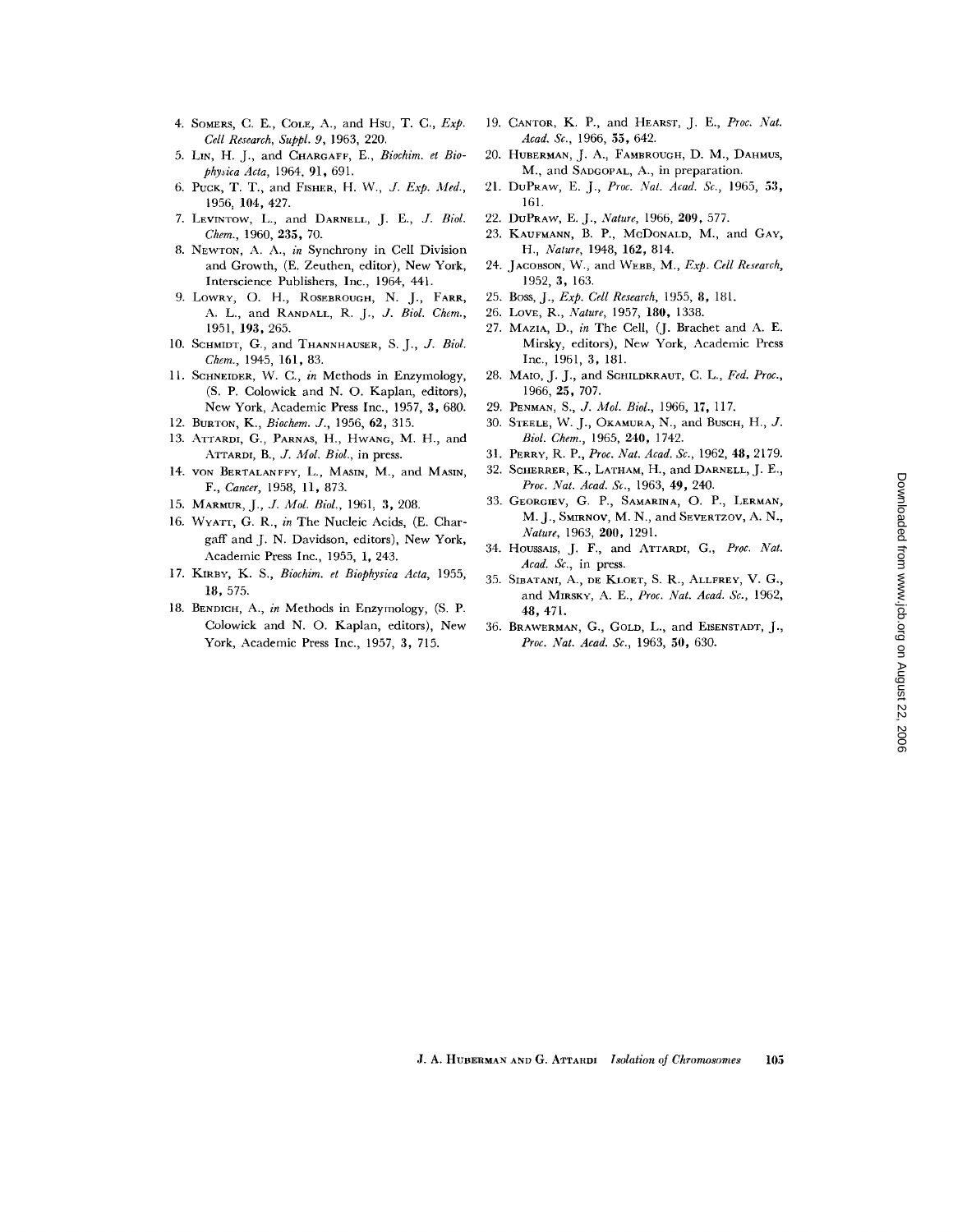4. Somers, C. E., Cole, A., and Hsu, T. C., *Exp. Cell Research, Suppl. 9*, 1963, 220.
5. Lin, H. J., and Chargaff, E., *Biochim. et Biophysica Acta*, 1964, **91**, 691.
6. Puck, T. T., and Fisher, H. W., *J. Exp. Med.*, 1956, **104**, 427.
7. Levintow, L., and Darnell, J. E., *J. Biol. Chem.*, 1960, **235**, 70.
8. Newton, A. A., *in* Synchrony in Cell Division and Growth, (E. Zeuthen, editor), New York, Interscience Publishers, Inc., 1964, 441.
9. Lowry, O. H., Rosebrough, N. J., Farr, A. L., and Randall, R. J., *J. Biol. Chem.*, 1951, **193**, 265.
10. Schmidt, G., and Thannhauser, S. J., *J. Biol. Chem.*, 1945, **161**, 83.
11. Schneider, W. C., *in* Methods in Enzymology, (S. P. Colowick and N. O. Kaplan, editors), New York, Academic Press Inc., 1957, **3**, 680.
12. Burton, K., *Biochem. J.*, 1956, **62**, 315.
13. Attardi, G., Parnas, H., Hwang, M. H., and Attardi, B., *J. Mol. Biol.*, in press.
14. von Bertalanffy, L., Masin, M., and Masin, F., *Cancer*, 1958, **11**, 873.
15. Marmur, J., *J. Mol. Biol.*, 1961, **3**, 208.
16. Wyatt, G. R., *in* The Nucleic Acids, (E. Chargaff and J. N. Davidson, editors), New York, Academic Press Inc., 1955, **1**, 243.
17. Kirby, K. S., *Biochim. et Biophysica Acta*, 1955, **18**, 575.
18. Bendich, A., *in* Methods in Enzymology, (S. P. Colowick and N. O. Kaplan, editors), New York, Academic Press Inc., 1957, **3**, 715.
19. Cantor, K. P., and Hearst, J. E., *Proc. Nat. Acad. Sc.*, 1966, **55**, 642.
20. Huberman, J. A., Fambrough, D. M., Dahmus, M., and Sadgopal, A., in preparation.
21. DuPraw, E. J., *Proc. Nat. Acad. Sc.*, 1965, **53**, 161.
22. DuPraw, E. J., *Nature*, 1966, **209**, 577.
23. Kaufmann, B. P., McDonald, M., and Gay, H., *Nature*, 1948, **162**, 814.
24. Jacobson, W., and Webb, M., *Exp. Cell Research*, 1952, **3**, 163.
25. Boss, J., *Exp. Cell Research*, 1955, **8**, 181.
26. Love, R., *Nature*, 1957, **180**, 1338.
27. Mazia, D., *in* The Cell, (J. Brachet and A. E. Mirsky, editors), New York, Academic Press Inc., 1961, **3**, 181.
28. Maio, J. J., and Schildkraut, C. L., *Fed. Proc.*, 1966, **25**, 707.
29. Penman, S., *J. Mol. Biol.*, 1966, **17**, 117.
30. Steele, W. J., Okamura, N., and Busch, H., *J. Biol. Chem.*, 1965, **240**, 1742.
31. Perry, R. P., *Proc. Nat. Acad. Sc.*, 1962, **48**, 2179.
32. Scherrer, K., Latham, H., and Darnell, J. E., *Proc. Nat. Acad. Sc.*, 1963, **49**, 240.
33. Georgiev, G. P., Samarina, O. P., Lerman, M. J., Smirnov, M. N., and Severtzov, A. N., *Nature*, 1963, **200**, 1291.
34. Houssais, J. F., and Attardi, G., *Proc. Nat. Acad. Sc.*, in press.
35. Sibatani, A., de Kloet, S. R., Allfrey, V. G., and Mirsky, A. E., *Proc. Nat. Acad. Sc.*, 1962, **48**, 471.
36. Brawerman, G., Gold, L., and Eisenstadt, J., *Proc. Nat. Acad. Sc.*, 1963, **50**, 630.